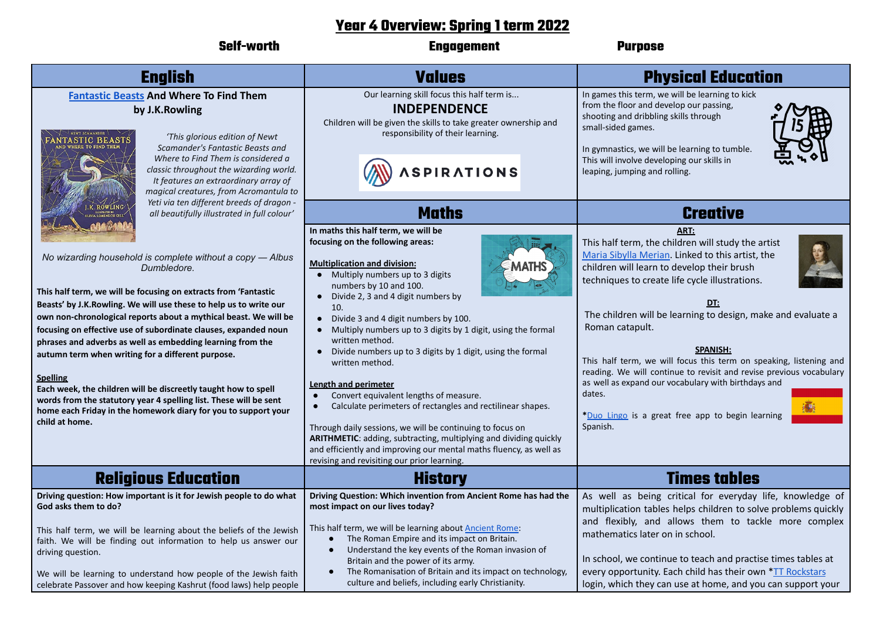# Year 4 Overview: Spring 1 term 2022

**Self-worth** **Engagement** **Purpose**

## English

**Fantastic Beasts And Where To Find Them**
**by J.K.Rowling**

*'This glorious edition of Newt Scamander's Fantastic Beasts and Where to Find Them is considered a classic throughout the wizarding world. It features an extraordinary array of magical creatures, from Acromantula to Yeti via ten different breeds of dragon - all beautifully illustrated in full colour'*

*No wizarding household is complete without a copy — Albus Dumbledore.*

**This half term, we will be focusing on extracts from 'Fantastic Beasts' by J.K.Rowling. We will use these to help us to write our own non-chronological reports about a mythical beast. We will be focusing on effective use of subordinate clauses, expanded noun phrases and adverbs as well as embedding learning from the autumn term when writing for a different purpose.**

**Spelling**

**Each week, the children will be discreetly taught how to spell words from the statutory year 4 spelling list. These will be sent home each Friday in the homework diary for you to support your child at home.**

## Values

Our learning skill focus this half term is...

**INDEPENDENCE**

Children will be given the skills to take greater ownership and responsibility of their learning.

ASPIRATIONS

## Physical Education

In games this term, we will be learning to kick from the floor and develop our passing, shooting and dribbling skills through small-sided games.

In gymnastics, we will be learning to tumble. This will involve developing our skills in leaping, jumping and rolling.

## Maths

**In maths this half term, we will be focusing on the following areas:**

**Multiplication and division:**

- Multiply numbers up to 3 digits numbers by 10 and 100.
- Divide 2, 3 and 4 digit numbers by 10.
- Divide 3 and 4 digit numbers by 100.
- Multiply numbers up to 3 digits by 1 digit, using the formal written method.
- Divide numbers up to 3 digits by 1 digit, using the formal written method.

**Length and perimeter**

- Convert equivalent lengths of measure.
- Calculate perimeters of rectangles and rectilinear shapes.

Through daily sessions, we will be continuing to focus on **ARITHMETIC**: adding, subtracting, multiplying and dividing quickly and efficiently and improving our mental maths fluency, as well as revising and revisiting our prior learning.

## Creative

**ART:**

This half term, the children will study the artist Maria Sibylla Merian. Linked to this artist, the children will learn to develop their brush techniques to create life cycle illustrations.

**DT:**

The children will be learning to design, make and evaluate a Roman catapult.

**SPANISH:**

This half term, we will focus this term on speaking, listening and reading. We will continue to revisit and revise previous vocabulary as well as expand our vocabulary with birthdays and dates.

*Duo Lingo is a great free app to begin learning Spanish.

## Religious Education

**Driving question: How important is it for Jewish people to do what God asks them to do?**

This half term, we will be learning about the beliefs of the Jewish faith. We will be finding out information to help us answer our driving question.

We will be learning to understand how people of the Jewish faith celebrate Passover and how keeping Kashrut (food laws) help people

## History

**Driving Question: Which invention from Ancient Rome has had the most impact on our lives today?**

This half term, we will be learning about Ancient Rome:

- The Roman Empire and its impact on Britain.
- Understand the key events of the Roman invasion of Britain and the power of its army.
- The Romanisation of Britain and its impact on technology, culture and beliefs, including early Christianity.

## Times tables

As well as being critical for everyday life, knowledge of multiplication tables helps children to solve problems quickly and flexibly, and allows them to tackle more complex mathematics later on in school.

In school, we continue to teach and practise times tables at every opportunity. Each child has their own *TT Rockstars login, which they can use at home, and you can support your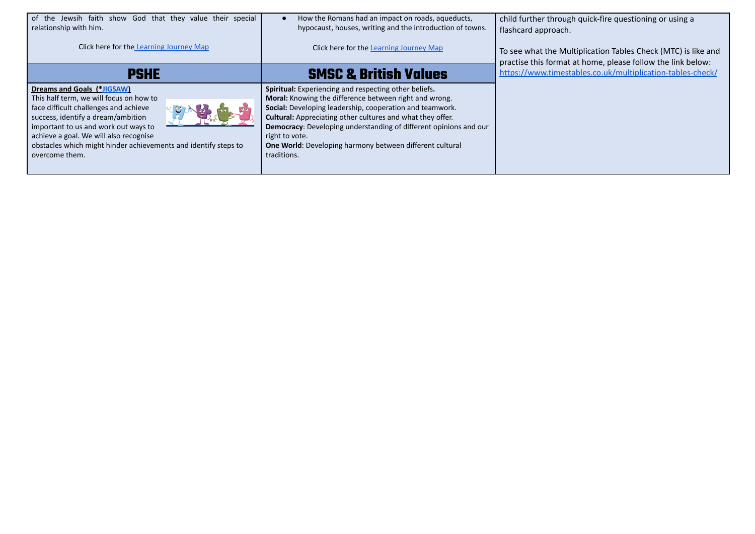| | | |
|---|---|---|
| of the Jewsih faith show God that they value their special relationship with him.<br><br>Click here for the Learning Journey Map | ● How the Romans had an impact on roads, aqueducts, hypocaust, houses, writing and the introduction of towns.<br><br>Click here for the Learning Journey Map | child further through quick-fire questioning or using a flashcard approach.<br><br>To see what the Multiplication Tables Check (MTC) is like and practise this format at home, please follow the link below: https://www.timestables.co.uk/multiplication-tables-check/ |
| **PSHE** | **SMSC & British Values** | |
| **Dreams and Goals (*JIGSAW)**<br>This half term, we will focus on how to face difficult challenges and achieve success, identify a dream/ambition important to us and work out ways to achieve a goal. We will also recognise obstacles which might hinder achievements and identify steps to overcome them. | **Spiritual:** Experiencing and respecting other beliefs.<br>**Moral:** Knowing the difference between right and wrong.<br>**Social:** Developing leadership, cooperation and teamwork.<br>**Cultural:** Appreciating other cultures and what they offer.<br>**Democracy**: Developing understanding of different opinions and our right to vote.<br>**One World**: Developing harmony between different cultural traditions. | |